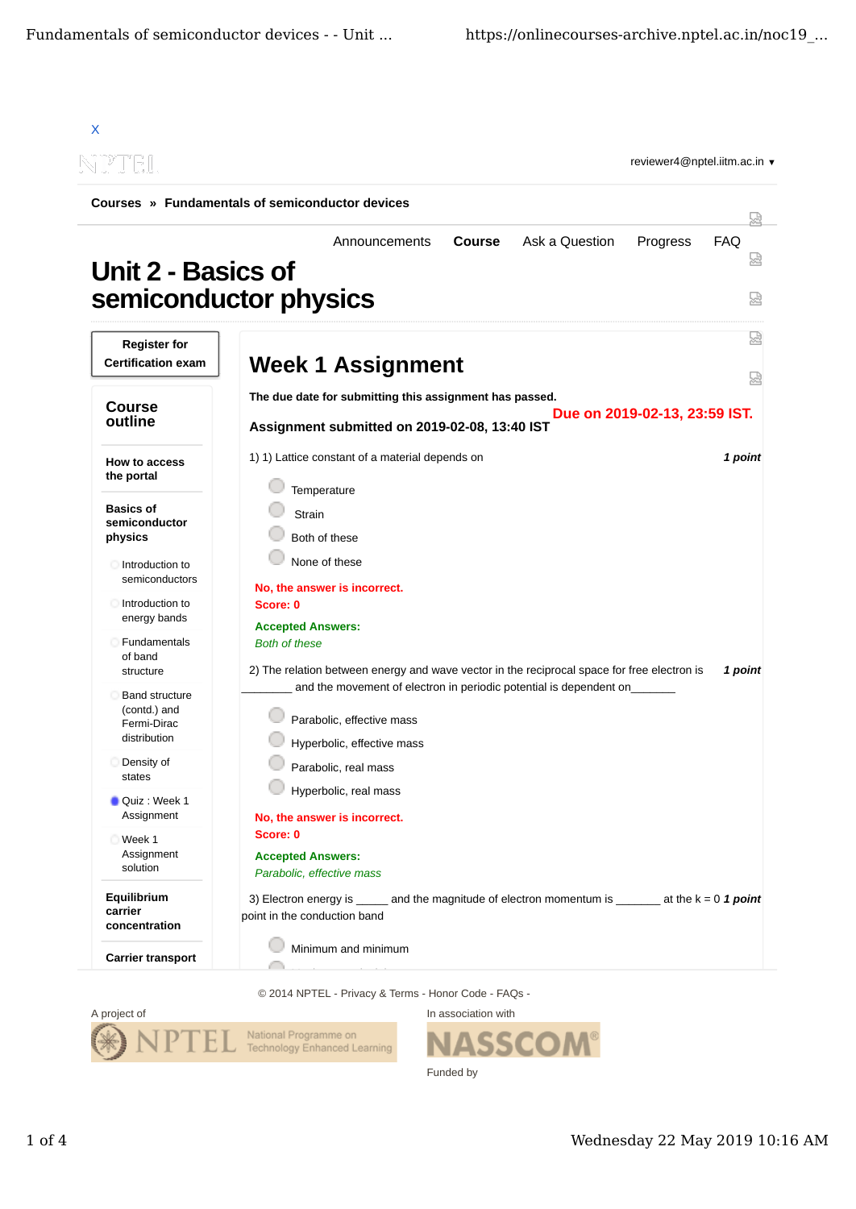X

reviewer4@nptel.iitm.ac.in ▾

**Courses » Fundamentals of semiconductor devices**

Announcements **Course** Ask a Question Progress FAQ

# Unit 2 - Basics of semiconductor physics

**Register for Certification exam**

## Course outline

**How to access the portal**

**Basics of semiconductor physics**

- Introduction to semiconductors
- Introduction to energy bands
- Fundamentals of band structure
- Band structure (contd.) and Fermi-Dirac distribution
- Density of states
- Quiz : Week 1 Assignment
- Week 1 Assignment solution

**Equilibrium carrier concentration**

**Carrier transport**

## Week 1 Assignment

**The due date for submitting this assignment has passed.**

**Due on 2019-02-13, 23:59 IST.**

**Assignment submitted on 2019-02-08, 13:40 IST**

1) 1) Lattice constant of a material depends on ***1 point***

- Temperature
- Strain
- Both of these
- None of these

**No, the answer is incorrect.**
**Score: 0**

**Accepted Answers:**
*Both of these*

2) The relation between energy and wave vector in the reciprocal space for free electron is ________ and the movement of electron in periodic potential is dependent on_______ ***1 point***

- Parabolic, effective mass
- Hyperbolic, effective mass
- Parabolic, real mass
- Hyperbolic, real mass

**No, the answer is incorrect.**
**Score: 0**

**Accepted Answers:**
*Parabolic, effective mass*

3) Electron energy is _____ and the magnitude of electron momentum is _______ at the k = 0 point in the conduction band ***1 point***

- Minimum and minimum

© 2014 NPTEL - Privacy & Terms - Honor Code - FAQs -

A project of

In association with

Funded by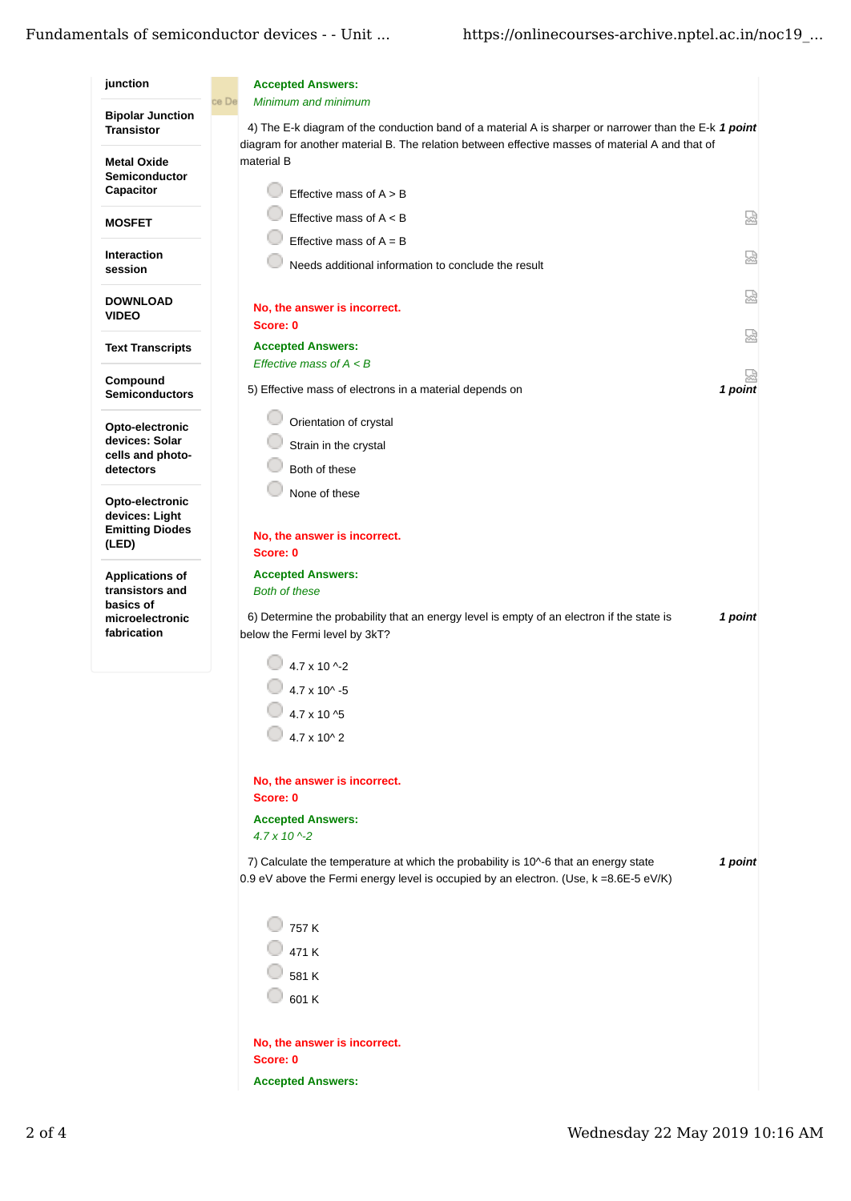- junction
- Bipolar Junction Transistor
- Metal Oxide Semiconductor Capacitor
- MOSFET
- Interaction session
- DOWNLOAD VIDEO
- Text Transcripts
- Compound Semiconductors
- Opto-electronic devices: Solar cells and photo-detectors
- Opto-electronic devices: Light Emitting Diodes (LED)
- Applications of transistors and basics of microelectronic fabrication

**Accepted Answers:**
*Minimum and minimum*

4) The E-k diagram of the conduction band of a material A is sharper or narrower than the E-k diagram for another material B. The relation between effective masses of material A and that of material B ***1 point***

- Effective mass of A > B
- Effective mass of A < B
- Effective mass of A = B
- Needs additional information to conclude the result

**No, the answer is incorrect.**
**Score: 0**

**Accepted Answers:**
*Effective mass of A < B*

5) Effective mass of electrons in a material depends on ***1 point***

- Orientation of crystal
- Strain in the crystal
- Both of these
- None of these

**No, the answer is incorrect.**
**Score: 0**

**Accepted Answers:**
*Both of these*

6) Determine the probability that an energy level is empty of an electron if the state is below the Fermi level by 3kT? ***1 point***

- 4.7 x 10 ^-2
- 4.7 x 10^ -5
- 4.7 x 10 ^5
- 4.7 x 10^ 2

**No, the answer is incorrect.**
**Score: 0**

**Accepted Answers:**
*4.7 x 10 ^-2*

7) Calculate the temperature at which the probability is 10^-6 that an energy state 0.9 eV above the Fermi energy level is occupied by an electron. (Use, k =8.6E-5 eV/K) ***1 point***

- 757 K
- 471 K
- 581 K
- 601 K

**No, the answer is incorrect.**
**Score: 0**

**Accepted Answers:**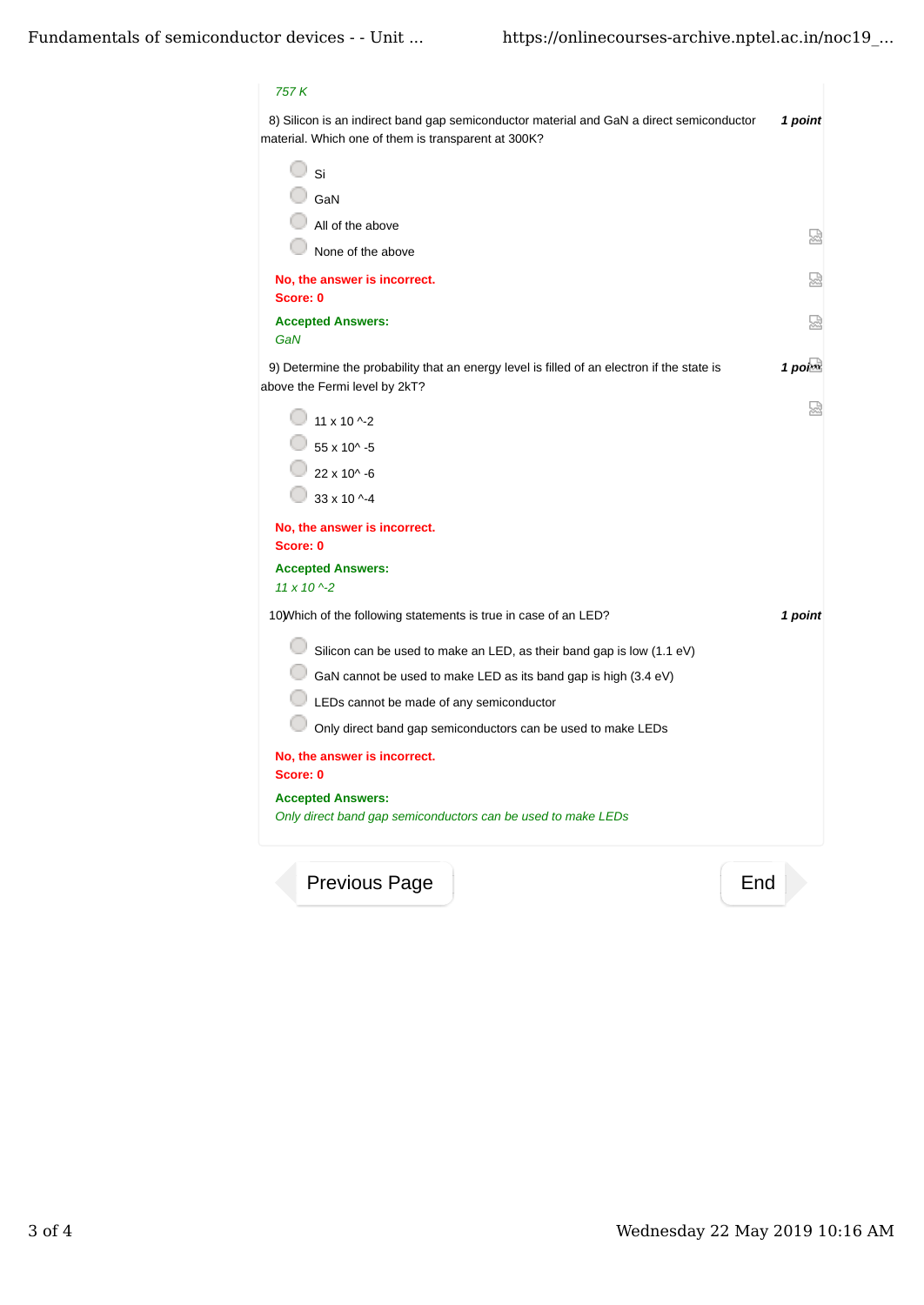*757 K*

8) Silicon is an indirect band gap semiconductor material and GaN a direct semiconductor material. Which one of them is transparent at 300K? ***1 point***

- Si
- GaN
- All of the above
- None of the above

**No, the answer is incorrect.**
**Score: 0**

**Accepted Answers:**
*GaN*

9) Determine the probability that an energy level is filled of an electron if the state is above the Fermi level by 2kT? ***1 point***

- 11 x 10 ^-2
- 55 x 10^ -5
- 22 x 10^ -6
- 33 x 10 ^-4

**No, the answer is incorrect.**
**Score: 0**

**Accepted Answers:**
*11 x 10 ^-2*

10)Which of the following statements is true in case of an LED? ***1 point***

- Silicon can be used to make an LED, as their band gap is low (1.1 eV)
- GaN cannot be used to make LED as its band gap is high (3.4 eV)
- LEDs cannot be made of any semiconductor
- Only direct band gap semiconductors can be used to make LEDs

**No, the answer is incorrect.**
**Score: 0**

**Accepted Answers:**
*Only direct band gap semiconductors can be used to make LEDs*

Previous Page | End